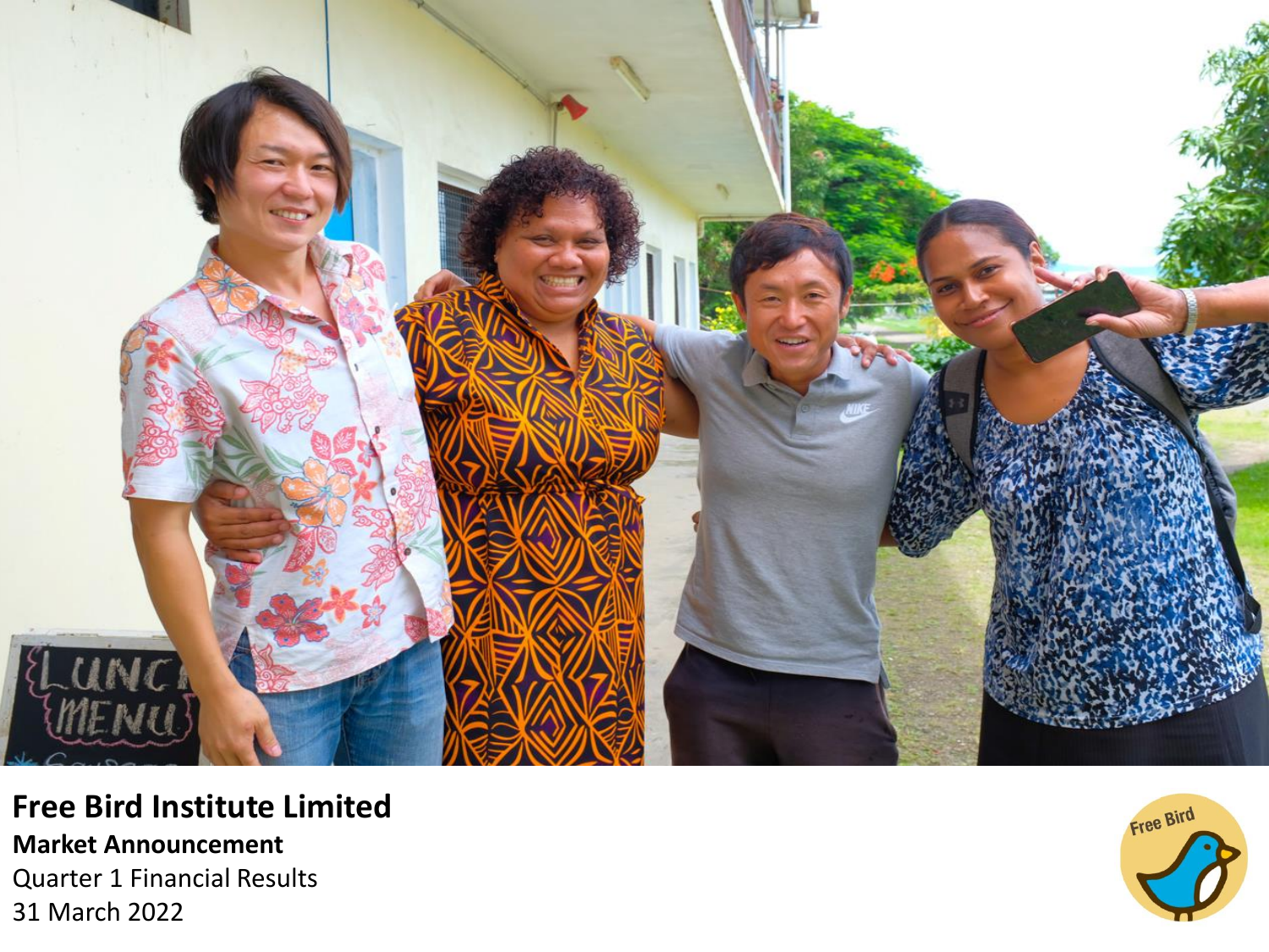# Free Bird Institute Limited

**Market Announcement**

Quarter 1 Financial Results

31 March 2022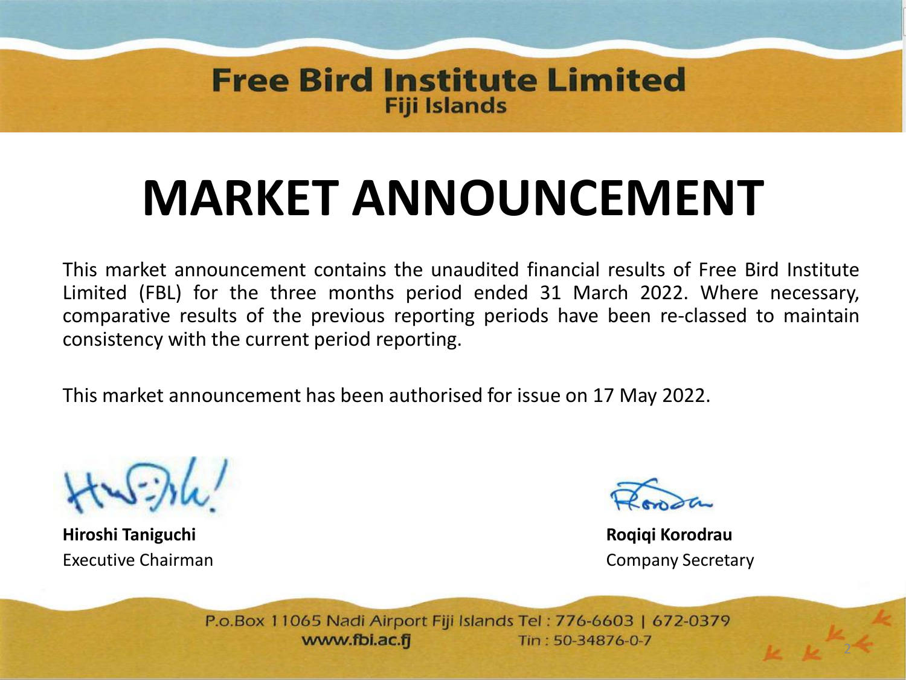**Free Bird Institute Limited**
**Fiji Islands**

# MARKET ANNOUNCEMENT

This market announcement contains the unaudited financial results of Free Bird Institute Limited (FBL) for the three months period ended 31 March 2022. Where necessary, comparative results of the previous reporting periods have been re-classed to maintain consistency with the current period reporting.

This market announcement has been authorised for issue on 17 May 2022.

**Hiroshi Taniguchi**
Executive Chairman

**Roqiqi Korodrau**
Company Secretary

P.o.Box 11065 Nadi Airport Fiji Islands Tel : 776-6603 | 672-0379
www.fbi.ac.fj Tin : 50-34876-0-7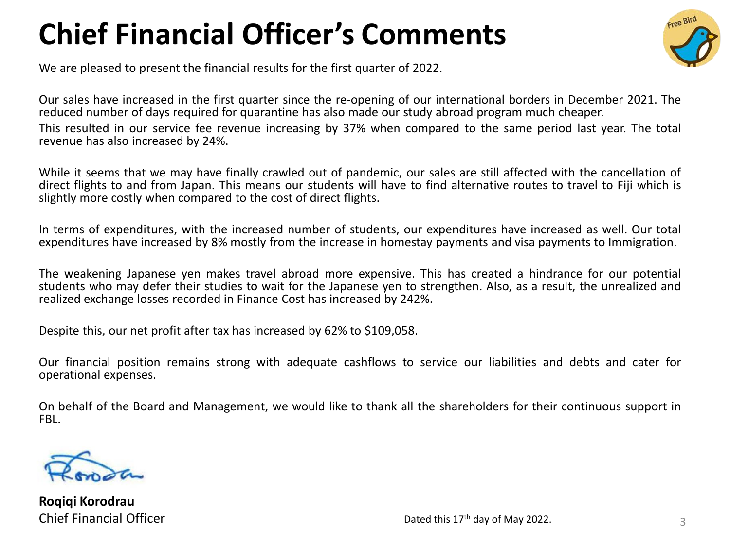# Chief Financial Officer's Comments

We are pleased to present the financial results for the first quarter of 2022.

Our sales have increased in the first quarter since the re-opening of our international borders in December 2021. The reduced number of days required for quarantine has also made our study abroad program much cheaper.
This resulted in our service fee revenue increasing by 37% when compared to the same period last year. The total revenue has also increased by 24%.

While it seems that we may have finally crawled out of pandemic, our sales are still affected with the cancellation of direct flights to and from Japan. This means our students will have to find alternative routes to travel to Fiji which is slightly more costly when compared to the cost of direct flights.

In terms of expenditures, with the increased number of students, our expenditures have increased as well. Our total expenditures have increased by 8% mostly from the increase in homestay payments and visa payments to Immigration.

The weakening Japanese yen makes travel abroad more expensive. This has created a hindrance for our potential students who may defer their studies to wait for the Japanese yen to strengthen. Also, as a result, the unrealized and realized exchange losses recorded in Finance Cost has increased by 242%.

Despite this, our net profit after tax has increased by 62% to $109,058.

Our financial position remains strong with adequate cashflows to service our liabilities and debts and cater for operational expenses.

On behalf of the Board and Management, we would like to thank all the shareholders for their continuous support in FBL.

**Roqiqi Korodrau**
Chief Financial Officer

Dated this 17th day of May 2022.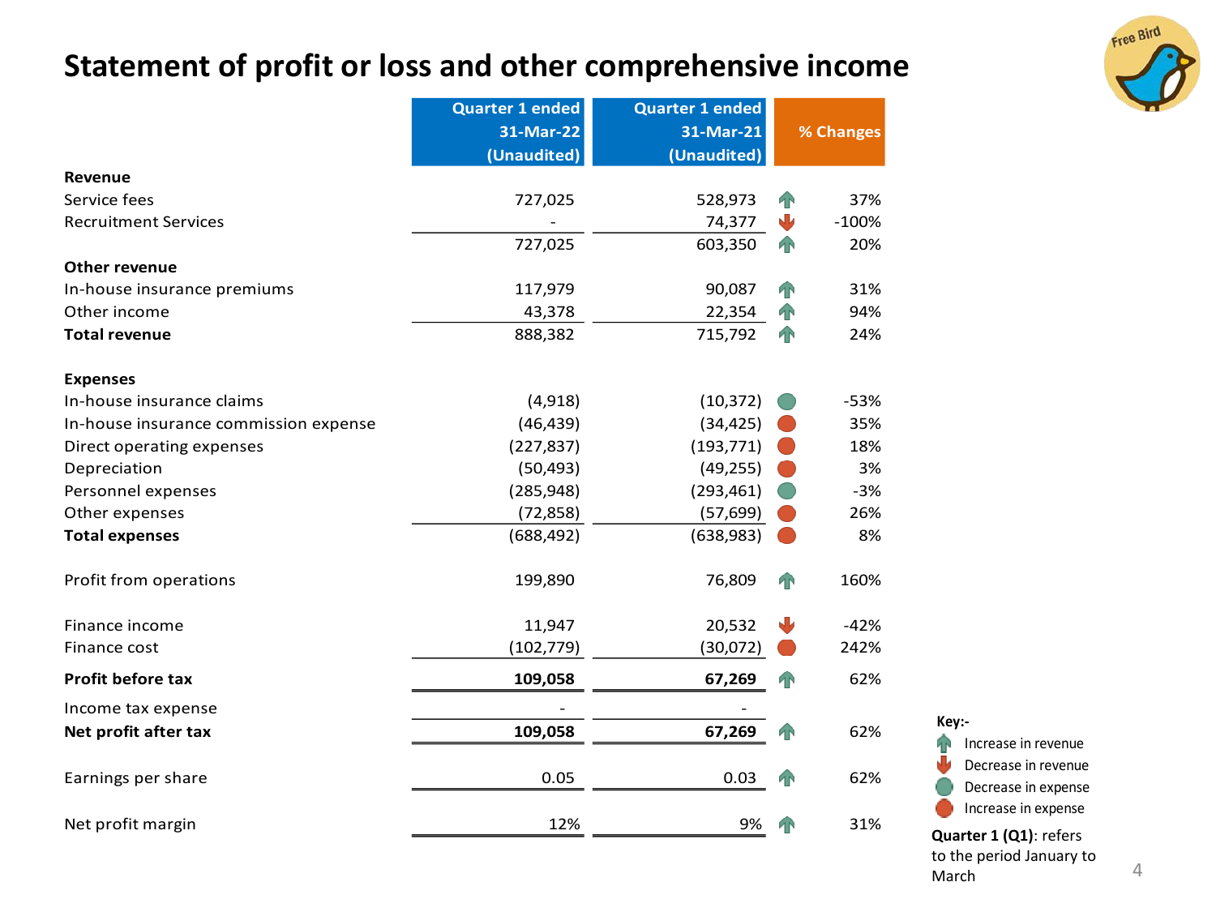# Statement of profit or loss and other comprehensive income

| | Quarter 1 ended 31-Mar-22 (Unaudited) | Quarter 1 ended 31-Mar-21 (Unaudited) | | % Changes |
|---|---|---|---|---|
| **Revenue** | | | | |
| Service fees | 727,025 | 528,973 | ↑ | 37% |
| Recruitment Services | - | 74,377 | ↓ | -100% |
| | 727,025 | 603,350 | ↑ | 20% |
| **Other revenue** | | | | |
| In-house insurance premiums | 117,979 | 90,087 | ↑ | 31% |
| Other income | 43,378 | 22,354 | ↑ | 94% |
| **Total revenue** | 888,382 | 715,792 | ↑ | 24% |
| **Expenses** | | | | |
| In-house insurance claims | (4,918) | (10,372) | ● (decrease) | -53% |
| In-house insurance commission expense | (46,439) | (34,425) | ● (increase) | 35% |
| Direct operating expenses | (227,837) | (193,771) | ● (increase) | 18% |
| Depreciation | (50,493) | (49,255) | ● (increase) | 3% |
| Personnel expenses | (285,948) | (293,461) | ● (decrease) | -3% |
| Other expenses | (72,858) | (57,699) | ● (increase) | 26% |
| **Total expenses** | (688,492) | (638,983) | ● (increase) | 8% |
| Profit from operations | 199,890 | 76,809 | ↑ | 160% |
| Finance income | 11,947 | 20,532 | ↓ | -42% |
| Finance cost | (102,779) | (30,072) | ● (increase) | 242% |
| **Profit before tax** | **109,058** | **67,269** | ↑ | 62% |
| Income tax expense | - | - | | |
| **Net profit after tax** | **109,058** | **67,269** | ↑ | 62% |
| Earnings per share | 0.05 | 0.03 | ↑ | 62% |
| Net profit margin | 12% | 9% | ↑ | 31% |

**Key:-**
- ↑ Increase in revenue
- ↓ Decrease in revenue
- ● (green) Decrease in expense
- ● (red) Increase in expense

**Quarter 1 (Q1)**: refers to the period January to March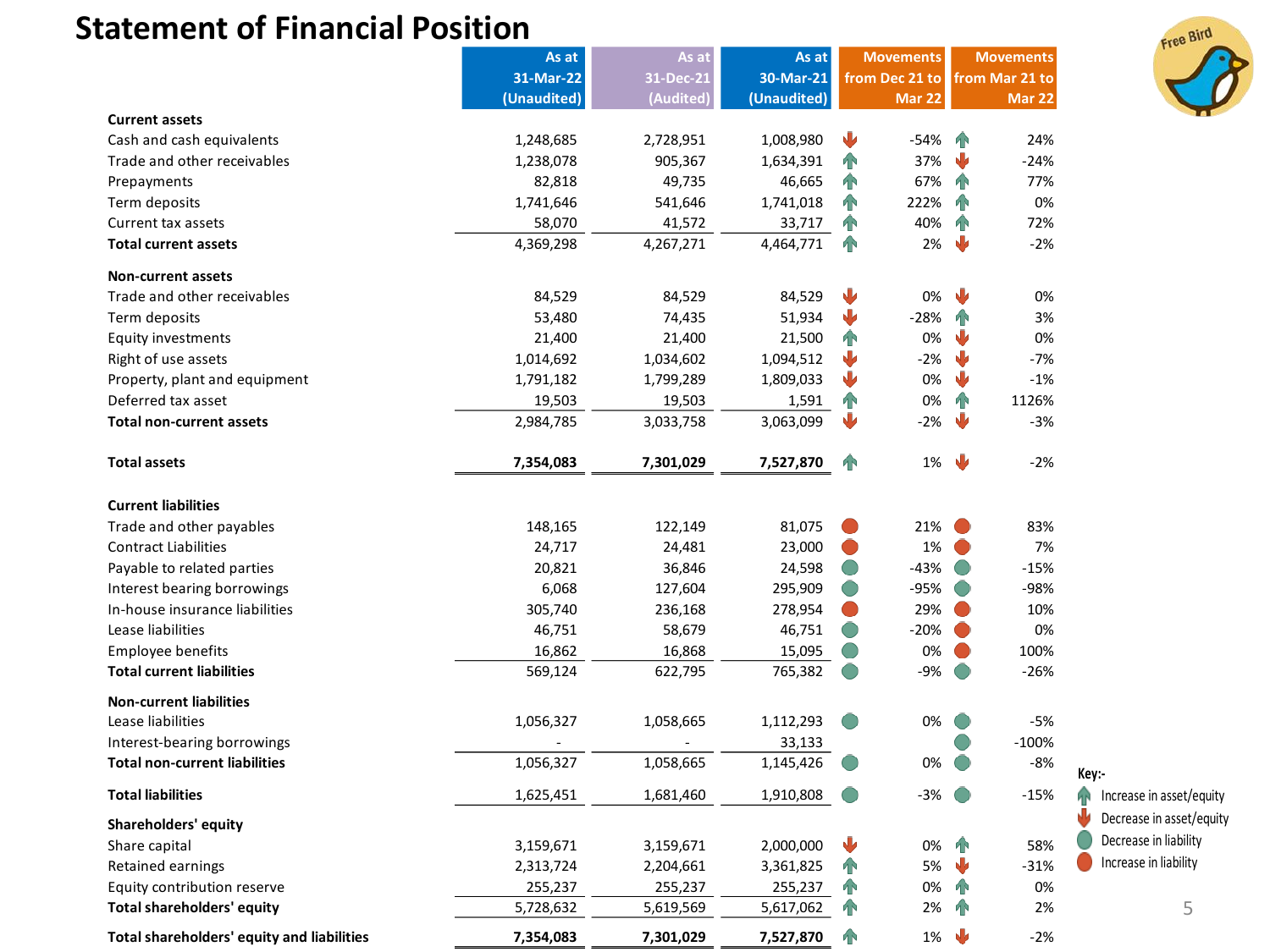# Statement of Financial Position

| | As at 31-Mar-22 (Unaudited) | As at 31-Dec-21 (Audited) | As at 30-Mar-21 (Unaudited) | Movements from Dec 21 to Mar 22 | Movements from Mar 21 to Mar 22 |
|---|---|---|---|---|---|
| **Current assets** | | | | | |
| Cash and cash equivalents | 1,248,685 | 2,728,951 | 1,008,980 | -54% | 24% |
| Trade and other receivables | 1,238,078 | 905,367 | 1,634,391 | 37% | -24% |
| Prepayments | 82,818 | 49,735 | 46,665 | 67% | 77% |
| Term deposits | 1,741,646 | 541,646 | 1,741,018 | 222% | 0% |
| Current tax assets | 58,070 | 41,572 | 33,717 | 40% | 72% |
| **Total current assets** | 4,369,298 | 4,267,271 | 4,464,771 | 2% | -2% |
| **Non-current assets** | | | | | |
| Trade and other receivables | 84,529 | 84,529 | 84,529 | 0% | 0% |
| Term deposits | 53,480 | 74,435 | 51,934 | -28% | 3% |
| Equity investments | 21,400 | 21,400 | 21,500 | 0% | 0% |
| Right of use assets | 1,014,692 | 1,034,602 | 1,094,512 | -2% | -7% |
| Property, plant and equipment | 1,791,182 | 1,799,289 | 1,809,033 | 0% | -1% |
| Deferred tax asset | 19,503 | 19,503 | 1,591 | 0% | 1126% |
| **Total non-current assets** | 2,984,785 | 3,033,758 | 3,063,099 | -2% | -3% |
| **Total assets** | **7,354,083** | **7,301,029** | **7,527,870** | 1% | -2% |
| **Current liabilities** | | | | | |
| Trade and other payables | 148,165 | 122,149 | 81,075 | 21% | 83% |
| Contract Liabilities | 24,717 | 24,481 | 23,000 | 1% | 7% |
| Payable to related parties | 20,821 | 36,846 | 24,598 | -43% | -15% |
| Interest bearing borrowings | 6,068 | 127,604 | 295,909 | -95% | -98% |
| In-house insurance liabilities | 305,740 | 236,168 | 278,954 | 29% | 10% |
| Lease liabilities | 46,751 | 58,679 | 46,751 | -20% | 0% |
| Employee benefits | 16,862 | 16,868 | 15,095 | 0% | 100% |
| **Total current liabilities** | 569,124 | 622,795 | 765,382 | -9% | -26% |
| **Non-current liabilities** | | | | | |
| Lease liabilities | 1,056,327 | 1,058,665 | 1,112,293 | 0% | -5% |
| Interest-bearing borrowings | - | - | 33,133 | | -100% |
| **Total non-current liabilities** | 1,056,327 | 1,058,665 | 1,145,426 | 0% | -8% |
| **Total liabilities** | 1,625,451 | 1,681,460 | 1,910,808 | -3% | -15% |
| **Shareholders' equity** | | | | | |
| Share capital | 3,159,671 | 3,159,671 | 2,000,000 | 0% | 58% |
| Retained earnings | 2,313,724 | 2,204,661 | 3,361,825 | 5% | -31% |
| Equity contribution reserve | 255,237 | 255,237 | 255,237 | 0% | 0% |
| **Total shareholders' equity** | 5,728,632 | 5,619,569 | 5,617,062 | 2% | 2% |
| **Total shareholders' equity and liabilities** | **7,354,083** | **7,301,029** | **7,527,870** | 1% | -2% |

Key:-
- Increase in asset/equity
- Decrease in asset/equity
- Decrease in liability
- Increase in liability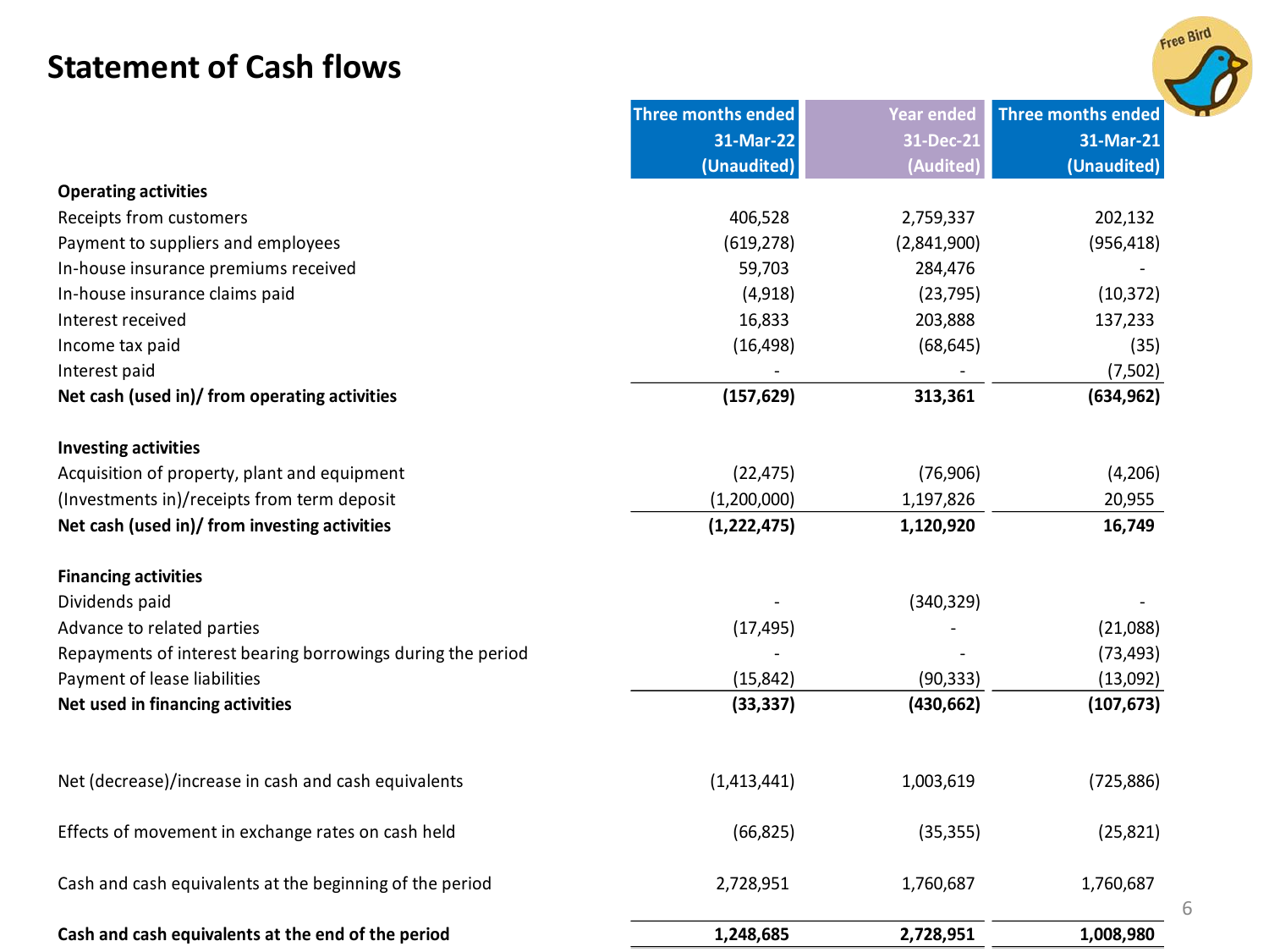# Statement of Cash flows

| | Three months ended 31-Mar-22 (Unaudited) | Year ended 31-Dec-21 (Audited) | Three months ended 31-Mar-21 (Unaudited) |
|---|---|---|---|
| **Operating activities** | | | |
| Receipts from customers | 406,528 | 2,759,337 | 202,132 |
| Payment to suppliers and employees | (619,278) | (2,841,900) | (956,418) |
| In-house insurance premiums received | 59,703 | 284,476 | - |
| In-house insurance claims paid | (4,918) | (23,795) | (10,372) |
| Interest received | 16,833 | 203,888 | 137,233 |
| Income tax paid | (16,498) | (68,645) | (35) |
| Interest paid | - | - | (7,502) |
| **Net cash (used in)/ from operating activities** | **(157,629)** | **313,361** | **(634,962)** |
| **Investing activities** | | | |
| Acquisition of property, plant and equipment | (22,475) | (76,906) | (4,206) |
| (Investments in)/receipts from term deposit | (1,200,000) | 1,197,826 | 20,955 |
| **Net cash (used in)/ from investing activities** | **(1,222,475)** | **1,120,920** | **16,749** |
| **Financing activities** | | | |
| Dividends paid | - | (340,329) | - |
| Advance to related parties | (17,495) | - | (21,088) |
| Repayments of interest bearing borrowings during the period | - | - | (73,493) |
| Payment of lease liabilities | (15,842) | (90,333) | (13,092) |
| **Net used in financing activities** | **(33,337)** | **(430,662)** | **(107,673)** |
| Net (decrease)/increase in cash and cash equivalents | (1,413,441) | 1,003,619 | (725,886) |
| Effects of movement in exchange rates on cash held | (66,825) | (35,355) | (25,821) |
| Cash and cash equivalents at the beginning of the period | 2,728,951 | 1,760,687 | 1,760,687 |
| **Cash and cash equivalents at the end of the period** | **1,248,685** | **2,728,951** | **1,008,980** |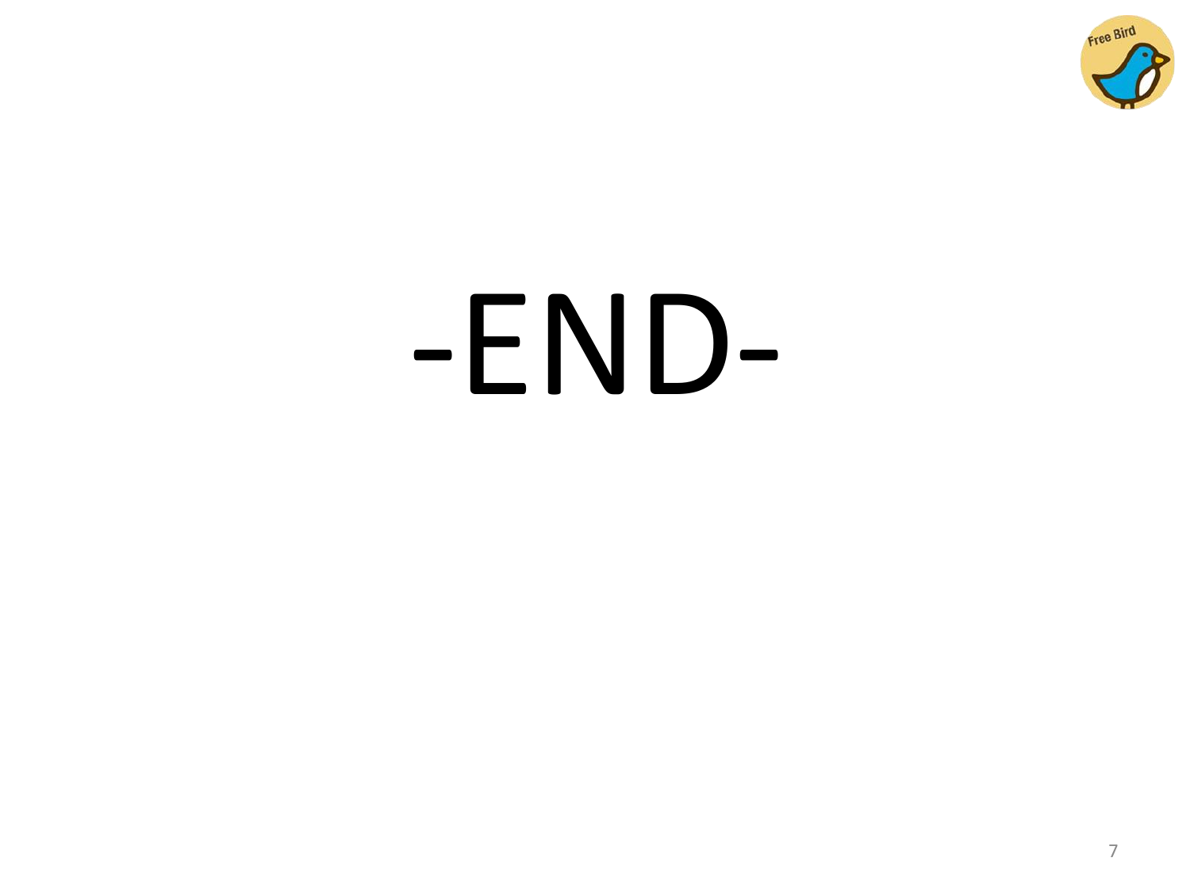# -END-